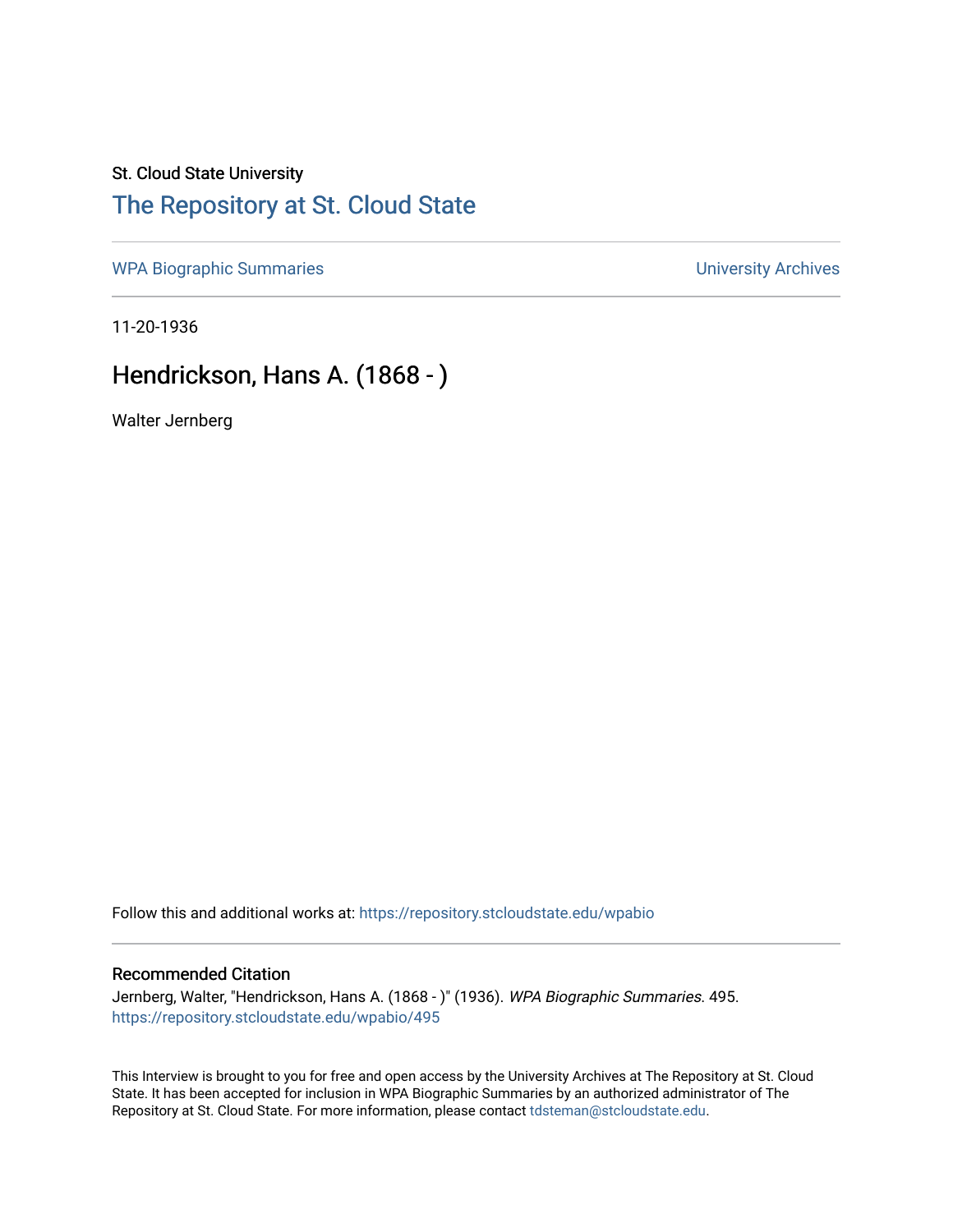St. Cloud State University

# The Repository at St. Cloud State

WPA Biographic Summaries

University Archives

11-20-1936

## Hendrickson, Hans A. (1868 - )

Walter Jernberg

Follow this and additional works at: https://repository.stcloudstate.edu/wpabio

### Recommended Citation

Jernberg, Walter, "Hendrickson, Hans A. (1868 - )" (1936). *WPA Biographic Summaries*. 495.
https://repository.stcloudstate.edu/wpabio/495

This Interview is brought to you for free and open access by the University Archives at The Repository at St. Cloud State. It has been accepted for inclusion in WPA Biographic Summaries by an authorized administrator of The Repository at St. Cloud State. For more information, please contact tdsteman@stcloudstate.edu.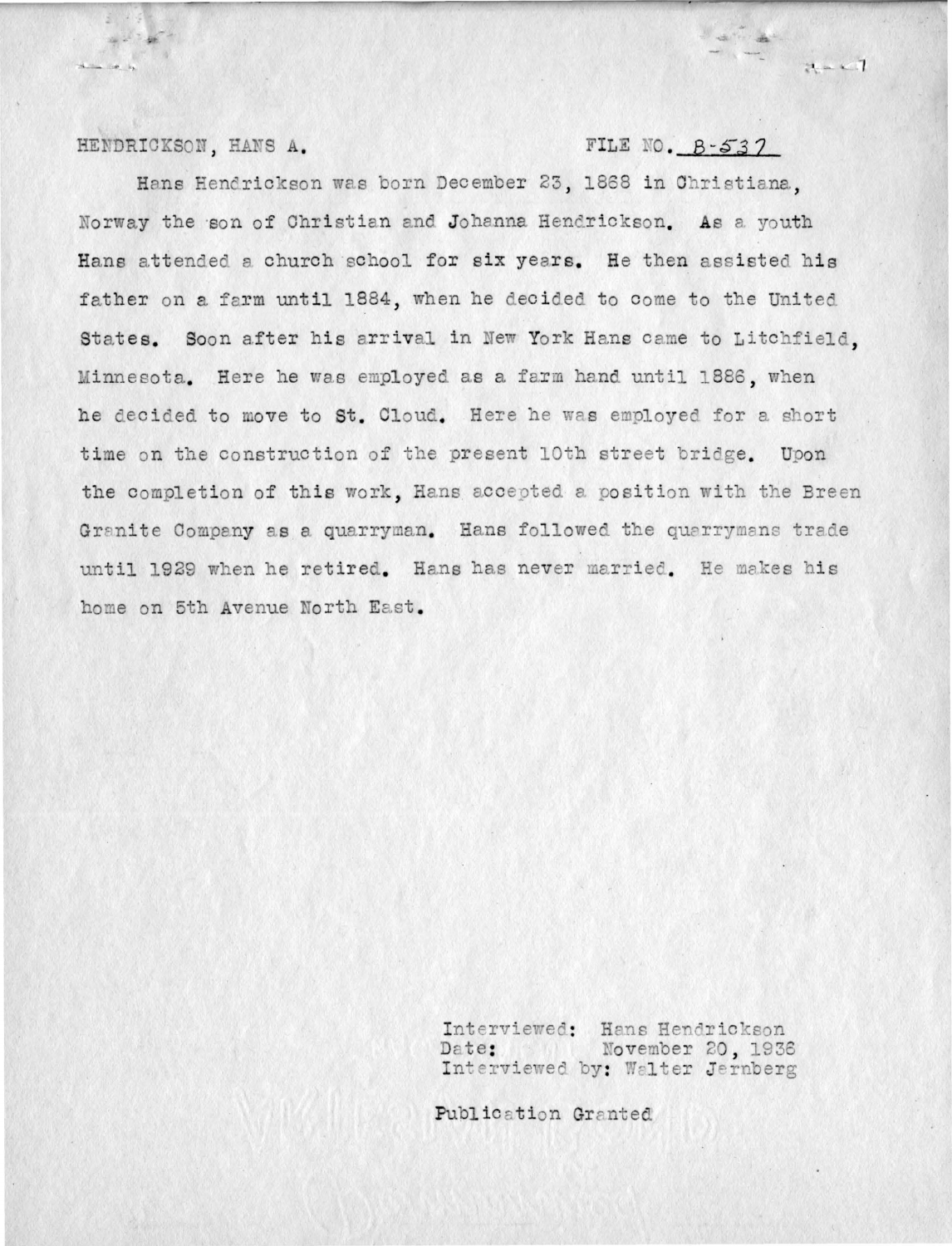HENDRICKSON, HANS A. FILE NO. B-537

Hans Hendrickson was born December 23, 1868 in Christiana, Norway the son of Christian and Johanna Hendrickson. As a youth Hans attended a church school for six years. He then assisted his father on a farm until 1884, when he decided to come to the United States. Soon after his arrival in New York Hans came to Litchfield, Minnesota. Here he was employed as a farm hand until 1886, when he decided to move to St. Cloud. Here he was employed for a short time on the construction of the present 10th street bridge. Upon the completion of this work, Hans accepted a position with the Breen Granite Company as a quarryman. Hans followed the quarrymans trade until 1929 when he retired. Hans has never married. He makes his home on 5th Avenue North East.

Interviewed: Hans Hendrickson
Date: November 20, 1936
Interviewed by: Walter Jernberg

Publication Granted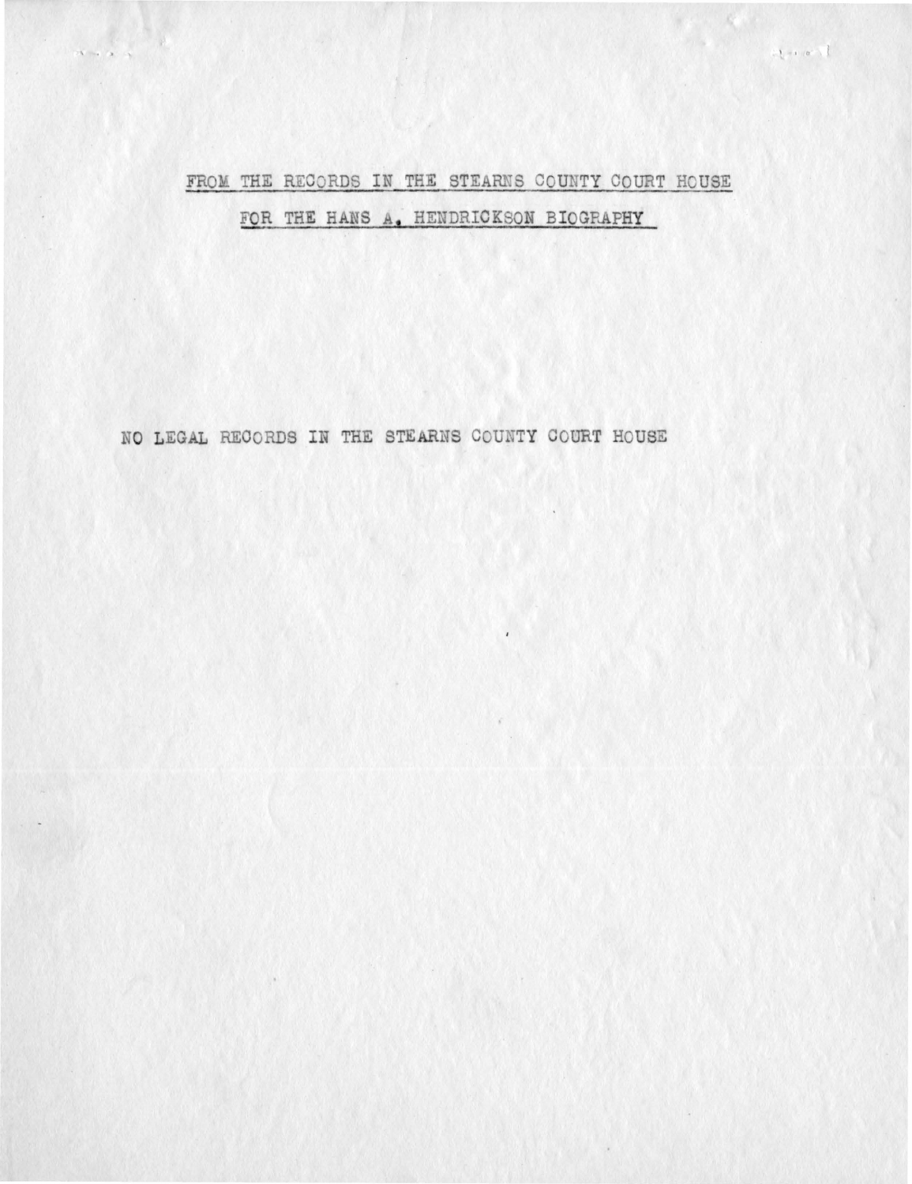FROM THE RECORDS IN THE STEARNS COUNTY COURT HOUSE

FOR THE HANS A. HENDRICKSON BIOGRAPHY

NO LEGAL RECORDS IN THE STEARNS COUNTY COURT HOUSE